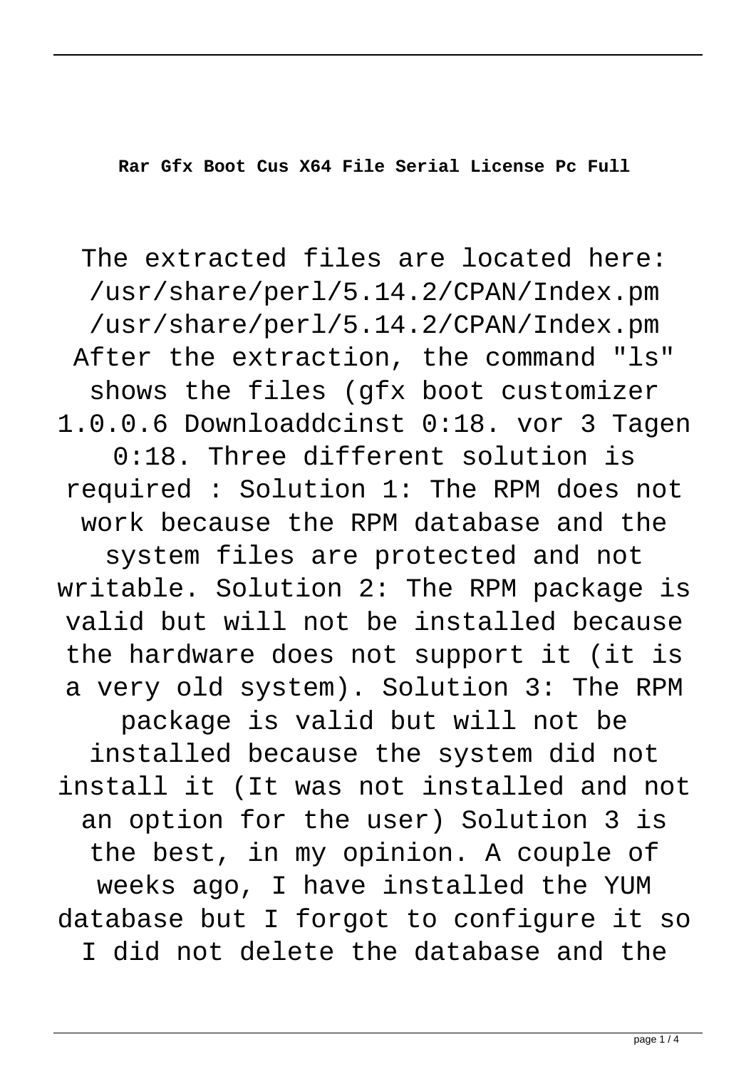**Rar Gfx Boot Cus X64 File Serial License Pc Full**

The extracted files are located here: /usr/share/perl/5.14.2/CPAN/Index.pm /usr/share/perl/5.14.2/CPAN/Index.pm After the extraction, the command "ls" shows the files (gfx boot customizer 1.0.0.6 Downloaddcinst 0:18. vor 3 Tagen 0:18. Three different solution is required : Solution 1: The RPM does not work because the RPM database and the system files are protected and not writable. Solution 2: The RPM package is valid but will not be installed because the hardware does not support it (it is a very old system). Solution 3: The RPM package is valid but will not be installed because the system did not install it (It was not installed and not an option for the user) Solution 3 is the best, in my opinion. A couple of weeks ago, I have installed the YUM database but I forgot to configure it so I did not delete the database and the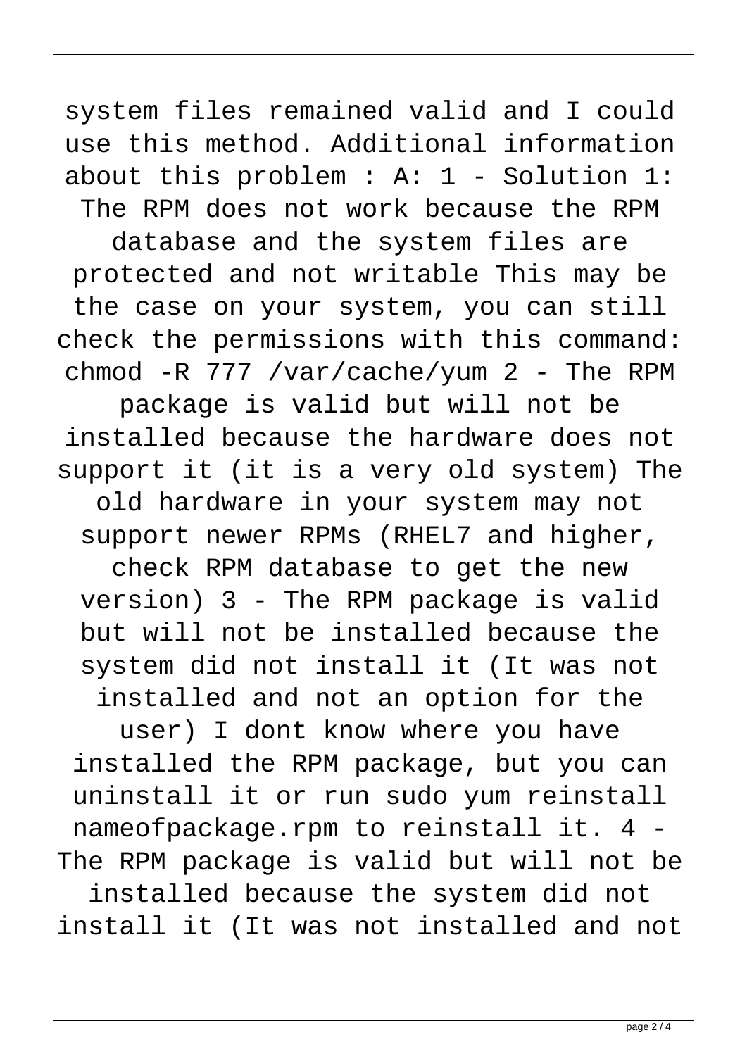system files remained valid and I could use this method. Additional information about this problem : A: 1 - Solution 1: The RPM does not work because the RPM database and the system files are protected and not writable This may be the case on your system, you can still check the permissions with this command: chmod -R 777 /var/cache/yum 2 - The RPM package is valid but will not be installed because the hardware does not support it (it is a very old system) The old hardware in your system may not support newer RPMs (RHEL7 and higher, check RPM database to get the new version) 3 - The RPM package is valid but will not be installed because the system did not install it (It was not installed and not an option for the user) I dont know where you have installed the RPM package, but you can uninstall it or run sudo yum reinstall nameofpackage.rpm to reinstall it. 4 - The RPM package is valid but will not be installed because the system did not install it (It was not installed and not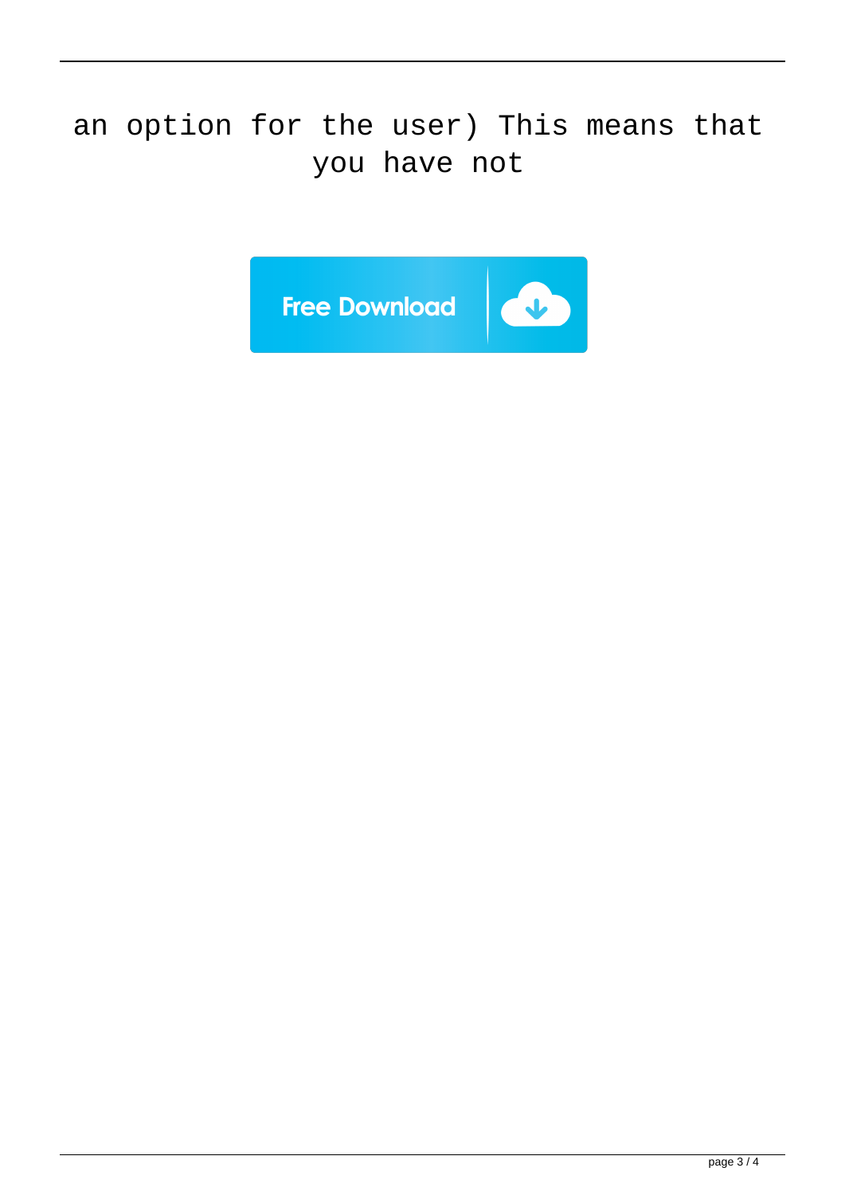an option for the user) This means that you have not

Free Download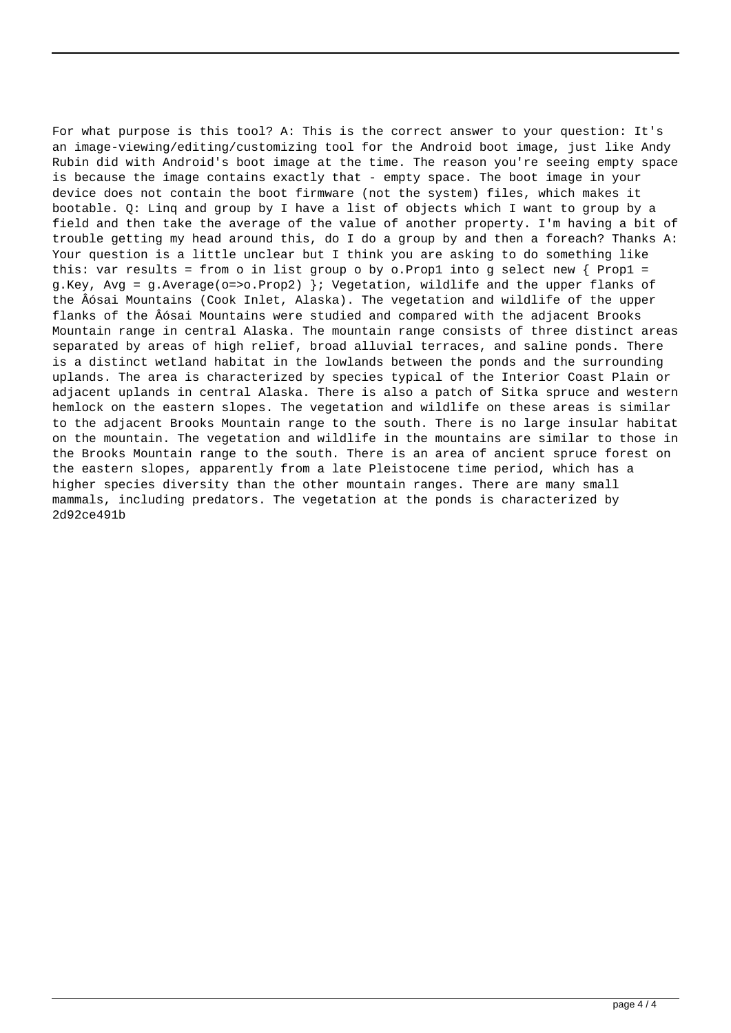For what purpose is this tool? A: This is the correct answer to your question: It's an image-viewing/editing/customizing tool for the Android boot image, just like Andy Rubin did with Android's boot image at the time. The reason you're seeing empty space is because the image contains exactly that - empty space. The boot image in your device does not contain the boot firmware (not the system) files, which makes it bootable. Q: Linq and group by I have a list of objects which I want to group by a field and then take the average of the value of another property. I'm having a bit of trouble getting my head around this, do I do a group by and then a foreach? Thanks A: Your question is a little unclear but I think you are asking to do something like this: var results = from o in list group o by o.Prop1 into g select new { Prop1 = g.Key, Avg = g.Average(o=>o.Prop2) }; Vegetation, wildlife and the upper flanks of the Âósai Mountains (Cook Inlet, Alaska). The vegetation and wildlife of the upper flanks of the Âósai Mountains were studied and compared with the adjacent Brooks Mountain range in central Alaska. The mountain range consists of three distinct areas separated by areas of high relief, broad alluvial terraces, and saline ponds. There is a distinct wetland habitat in the lowlands between the ponds and the surrounding uplands. The area is characterized by species typical of the Interior Coast Plain or adjacent uplands in central Alaska. There is also a patch of Sitka spruce and western hemlock on the eastern slopes. The vegetation and wildlife on these areas is similar to the adjacent Brooks Mountain range to the south. There is no large insular habitat on the mountain. The vegetation and wildlife in the mountains are similar to those in the Brooks Mountain range to the south. There is an area of ancient spruce forest on the eastern slopes, apparently from a late Pleistocene time period, which has a higher species diversity than the other mountain ranges. There are many small mammals, including predators. The vegetation at the ponds is characterized by 2d92ce491b